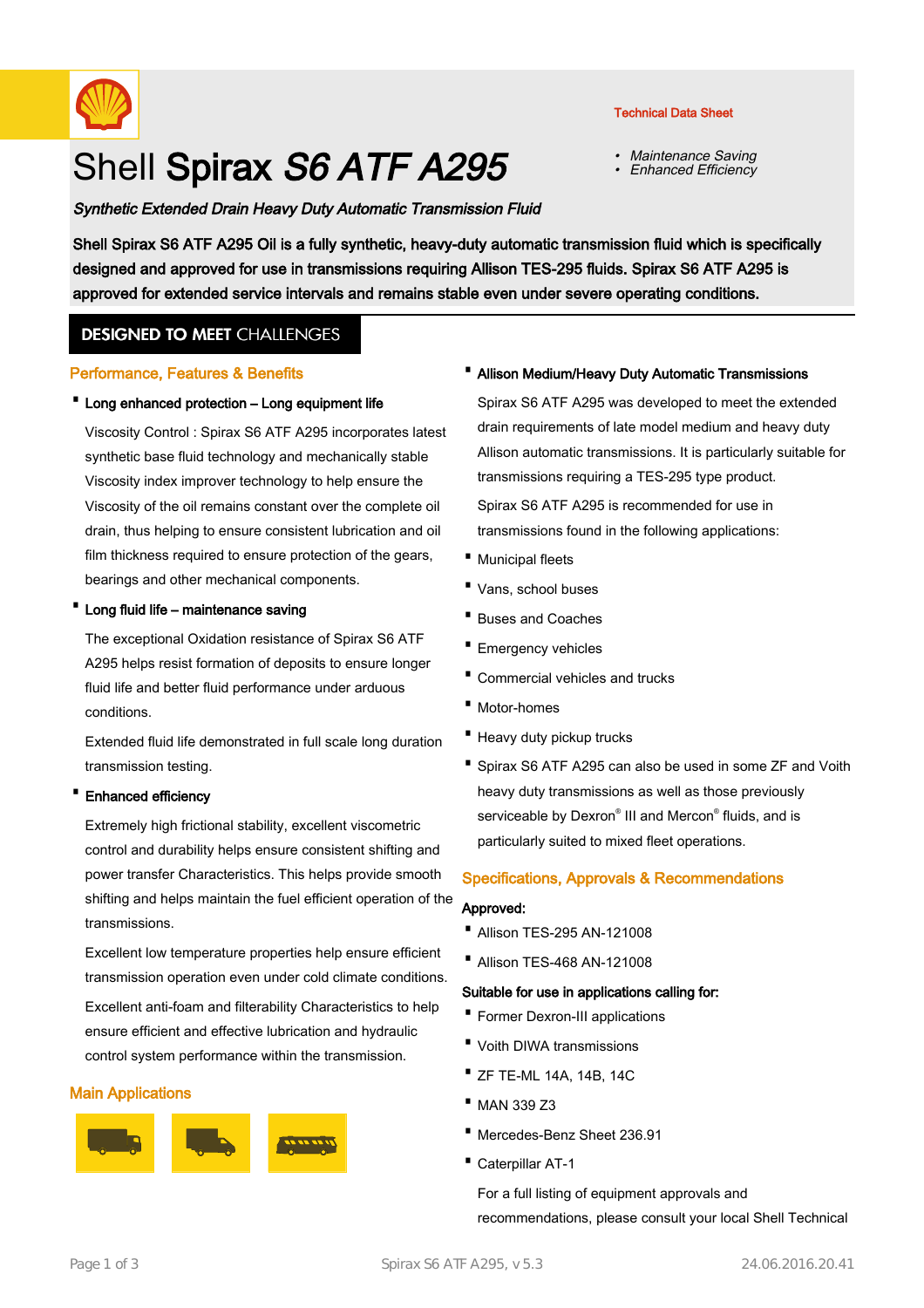Technical Data Sheet

- *Maintenance Saving*
- *Enhanced Efficiency*

# Shell **Spirax** ***S6 ATF A295***

***Synthetic Extended Drain Heavy Duty Automatic Transmission Fluid***

**Shell Spirax S6 ATF A295 Oil is a fully synthetic, heavy-duty automatic transmission fluid which is specifically designed and approved for use in transmissions requiring Allison TES-295 fluids. Spirax S6 ATF A295 is approved for extended service intervals and remains stable even under severe operating conditions.**

## DESIGNED TO MEET CHALLENGES

### Performance, Features & Benefits

- **Long enhanced protection – Long equipment life**

  Viscosity Control : Spirax S6 ATF A295 incorporates latest synthetic base fluid technology and mechanically stable Viscosity index improver technology to help ensure the Viscosity of the oil remains constant over the complete oil drain, thus helping to ensure consistent lubrication and oil film thickness required to ensure protection of the gears, bearings and other mechanical components.

- **Long fluid life – maintenance saving**

  The exceptional Oxidation resistance of Spirax S6 ATF A295 helps resist formation of deposits to ensure longer fluid life and better fluid performance under arduous conditions.

  Extended fluid life demonstrated in full scale long duration transmission testing.

- **Enhanced efficiency**

  Extremely high frictional stability, excellent viscometric control and durability helps ensure consistent shifting and power transfer Characteristics. This helps provide smooth shifting and helps maintain the fuel efficient operation of the transmissions.

  Excellent low temperature properties help ensure efficient transmission operation even under cold climate conditions.

  Excellent anti-foam and filterability Characteristics to help ensure efficient and effective lubrication and hydraulic control system performance within the transmission.

### Main Applications

- **Allison Medium/Heavy Duty Automatic Transmissions**

  Spirax S6 ATF A295 was developed to meet the extended drain requirements of late model medium and heavy duty Allison automatic transmissions. It is particularly suitable for transmissions requiring a TES-295 type product.

  Spirax S6 ATF A295 is recommended for use in transmissions found in the following applications:

- Municipal fleets
- Vans, school buses
- Buses and Coaches
- Emergency vehicles
- Commercial vehicles and trucks
- Motor-homes
- Heavy duty pickup trucks
- Spirax S6 ATF A295 can also be used in some ZF and Voith heavy duty transmissions as well as those previously serviceable by Dexron® III and Mercon® fluids, and is particularly suited to mixed fleet operations.

### Specifications, Approvals & Recommendations

**Approved:**

- Allison TES-295 AN-121008
- Allison TES-468 AN-121008

**Suitable for use in applications calling for:**

- Former Dexron-III applications
- Voith DIWA transmissions
- ZF TE-ML 14A, 14B, 14C
- MAN 339 Z3
- Mercedes-Benz Sheet 236.91
- Caterpillar AT-1

For a full listing of equipment approvals and recommendations, please consult your local Shell Technical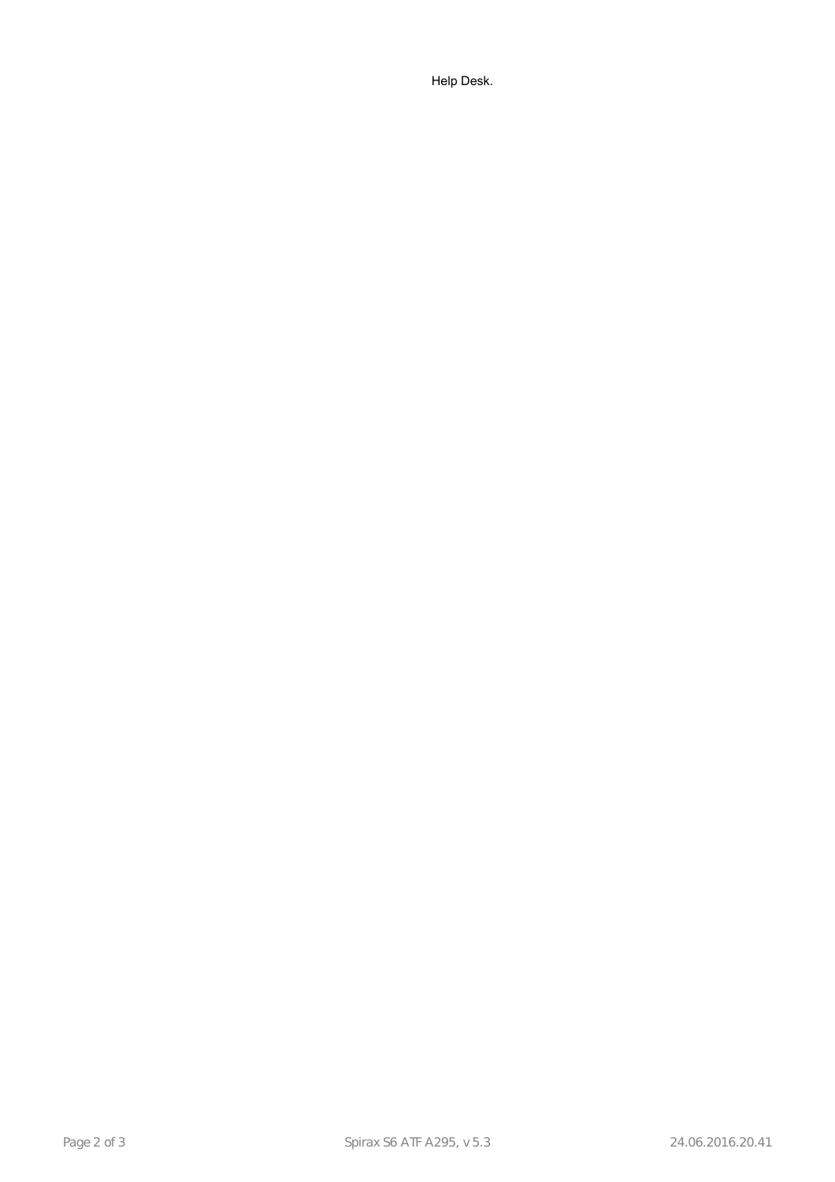Help Desk.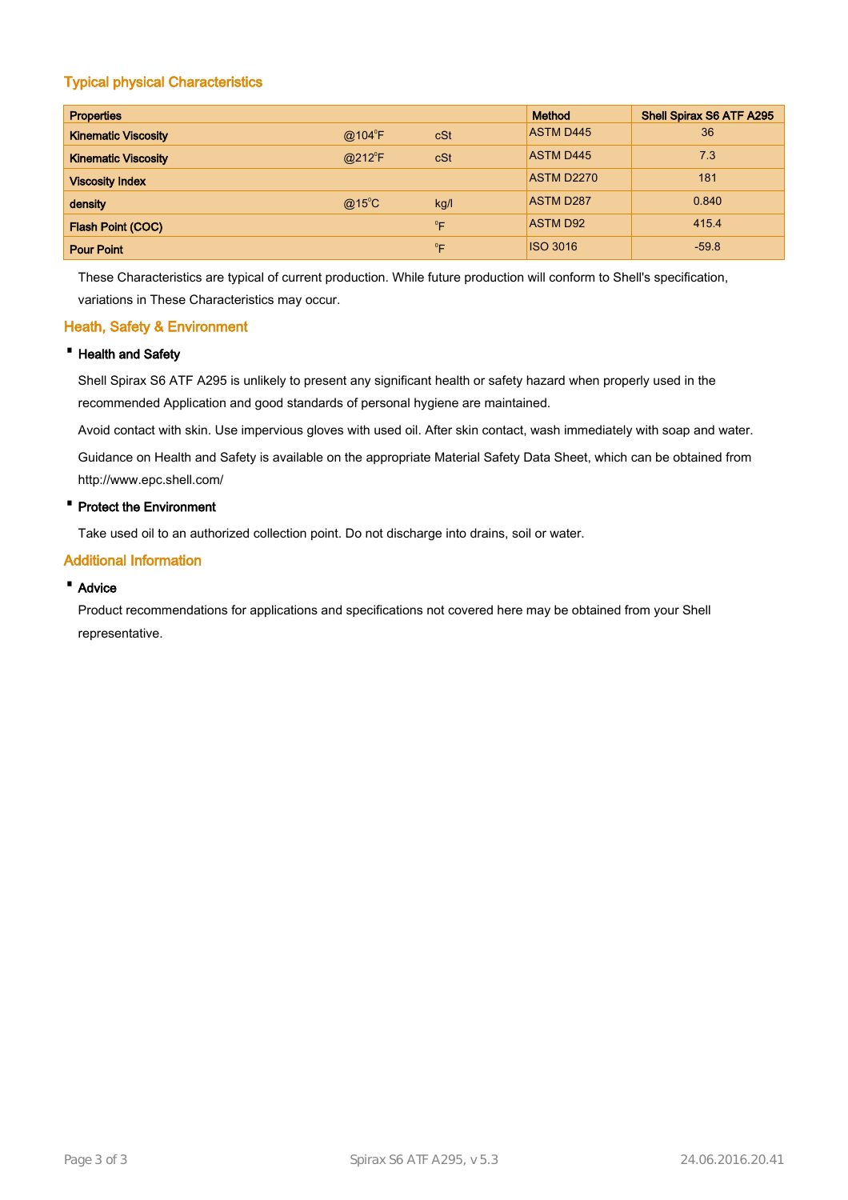## Typical physical Characteristics

| Properties | | | Method | Shell Spirax S6 ATF A295 |
|---|---|---|---|---|
| Kinematic Viscosity | @104°F | cSt | ASTM D445 | 36 |
| Kinematic Viscosity | @212°F | cSt | ASTM D445 | 7.3 |
| Viscosity Index | | | ASTM D2270 | 181 |
| density | @15°C | kg/l | ASTM D287 | 0.840 |
| Flash Point (COC) | | °F | ASTM D92 | 415.4 |
| Pour Point | | °F | ISO 3016 | -59.8 |

These Characteristics are typical of current production. While future production will conform to Shell's specification, variations in These Characteristics may occur.

## Heath, Safety & Environment

- **Health and Safety**

Shell Spirax S6 ATF A295 is unlikely to present any significant health or safety hazard when properly used in the recommended Application and good standards of personal hygiene are maintained.

Avoid contact with skin. Use impervious gloves with used oil. After skin contact, wash immediately with soap and water.

Guidance on Health and Safety is available on the appropriate Material Safety Data Sheet, which can be obtained from http://www.epc.shell.com/

- **Protect the Environment**

Take used oil to an authorized collection point. Do not discharge into drains, soil or water.

## Additional Information

- **Advice**

Product recommendations for applications and specifications not covered here may be obtained from your Shell representative.